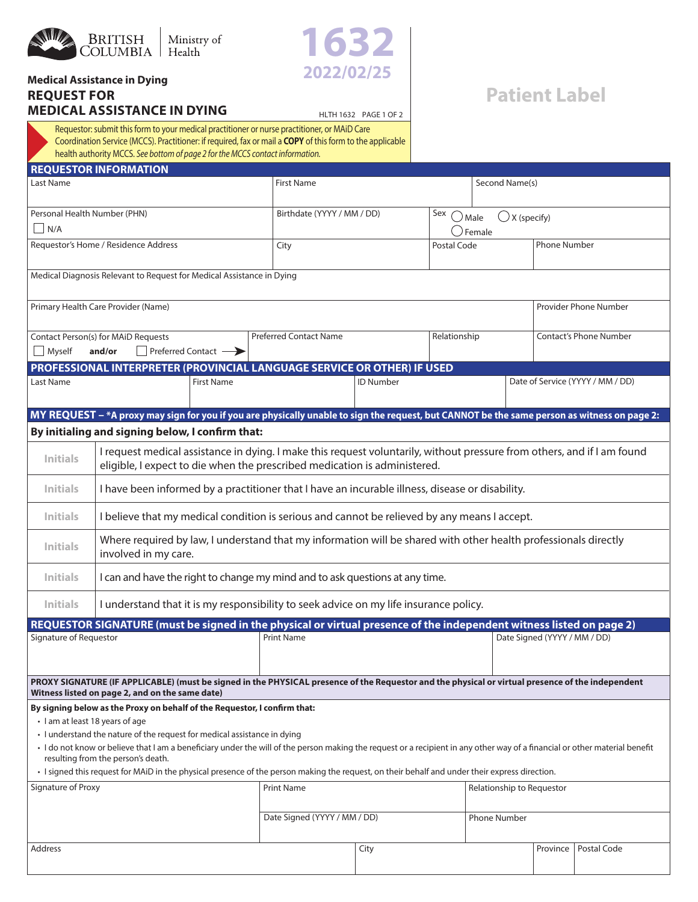British Columbia | Ministry of Health

**1632**
**2022/02/25**

**Medical Assistance in Dying**

# REQUEST FOR MEDICAL ASSISTANCE IN DYING

HLTH 1632 PAGE 1 OF 2

**Patient Label**

Requestor: submit this form to your medical practitioner or nurse practitioner, or MAiD Care Coordination Service (MCCS). Practitioner: if required, fax or mail a **COPY** of this form to the applicable health authority MCCS. *See bottom of page 2 for the MCCS contact information.*

## REQUESTOR INFORMATION

| Last Name | First Name | Second Name(s) |
|---|---|---|
| | | |

| Personal Health Number (PHN) ☐ N/A | Birthdate (YYYY / MM / DD) | Sex ◯ Male ◯ Female ◯ X (specify) |
|---|---|---|
| | | |

| Requestor's Home / Residence Address | City | Postal Code | Phone Number |
|---|---|---|---|
| | | | |

Medical Diagnosis Relevant to Request for Medical Assistance in Dying

| Primary Health Care Provider (Name) | Provider Phone Number |
|---|---|
| | |

| Contact Person(s) for MAiD Requests ☐ Myself **and/or** ☐ Preferred Contact → | Preferred Contact Name | Relationship | Contact's Phone Number |
|---|---|---|---|
| | | | |

## PROFESSIONAL INTERPRETER (PROVINCIAL LANGUAGE SERVICE OR OTHER) IF USED

| Last Name | First Name | ID Number | Date of Service (YYYY / MM / DD) |
|---|---|---|---|
| | | | |

## MY REQUEST – *A proxy may sign for you if you are physically unable to sign the request, but CANNOT be the same person as witness on page 2:

**By initialing and signing below, I confirm that:**

| Initials | Statement |
|---|---|
| Initials | I request medical assistance in dying. I make this request voluntarily, without pressure from others, and if I am found eligible, I expect to die when the prescribed medication is administered. |
| Initials | I have been informed by a practitioner that I have an incurable illness, disease or disability. |
| Initials | I believe that my medical condition is serious and cannot be relieved by any means I accept. |
| Initials | Where required by law, I understand that my information will be shared with other health professionals directly involved in my care. |
| Initials | I can and have the right to change my mind and to ask questions at any time. |
| Initials | I understand that it is my responsibility to seek advice on my life insurance policy. |

## REQUESTOR SIGNATURE (must be signed in the physical or virtual presence of the independent witness listed on page 2)

| Signature of Requestor | Print Name | Date Signed (YYYY / MM / DD) |
|---|---|---|
| | | |

**PROXY SIGNATURE (IF APPLICABLE) (must be signed in the PHYSICAL presence of the Requestor and the physical or virtual presence of the independent Witness listed on page 2, and on the same date)**

**By signing below as the Proxy on behalf of the Requestor, I confirm that:**

- I am at least 18 years of age
- I understand the nature of the request for medical assistance in dying
- I do not know or believe that I am a beneficiary under the will of the person making the request or a recipient in any other way of a financial or other material benefit resulting from the person's death.
- I signed this request for MAiD in the physical presence of the person making the request, on their behalf and under their express direction.

| Signature of Proxy | Print Name | Relationship to Requestor |
|---|---|---|
| | Date Signed (YYYY / MM / DD) | Phone Number |

| Address | City | Province | Postal Code |
|---|---|---|---|
| | | | |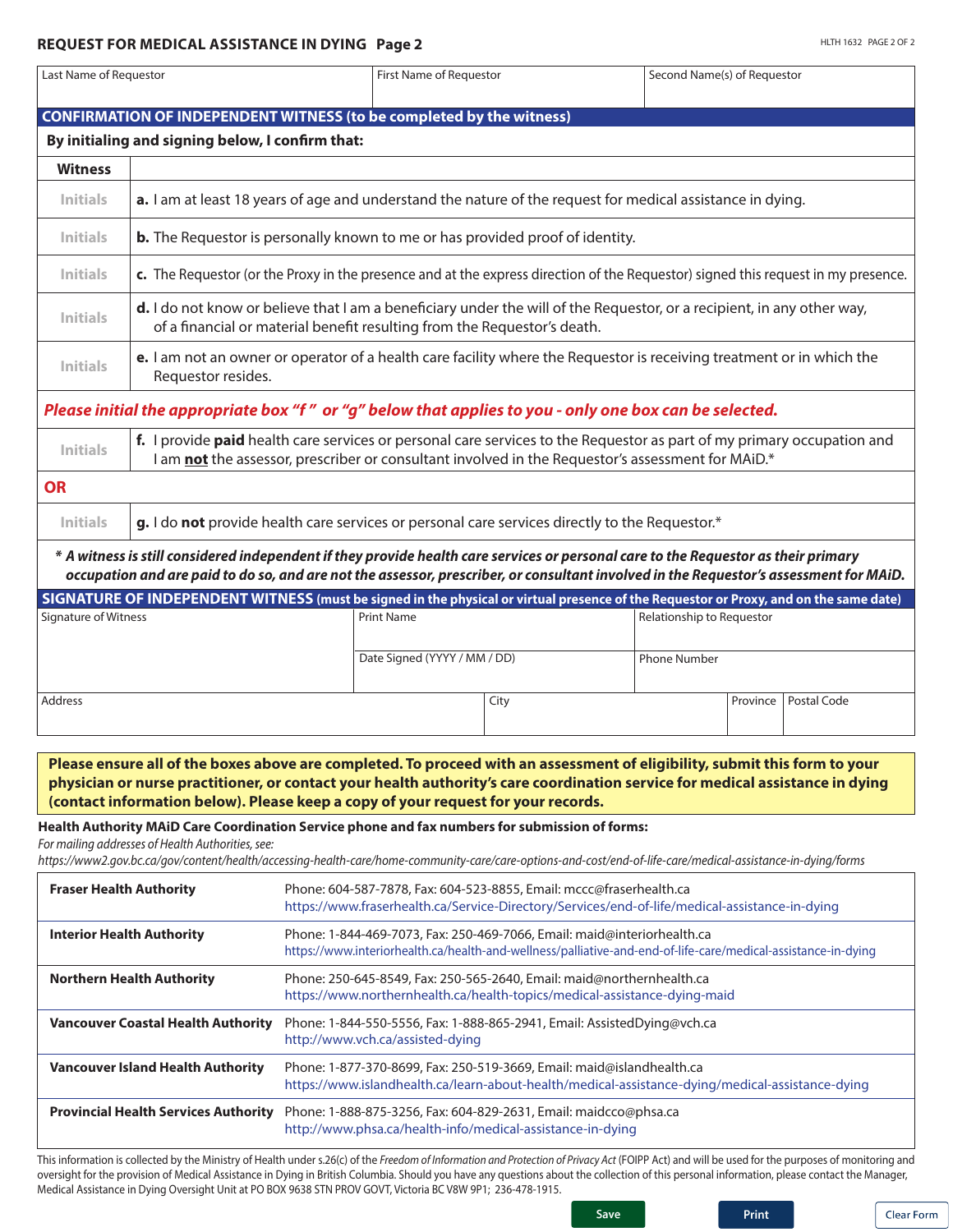# REQUEST FOR MEDICAL ASSISTANCE IN DYING Page 2

| Last Name of Requestor | First Name of Requestor | Second Name(s) of Requestor |
|---|---|---|
| | | |

## CONFIRMATION OF INDEPENDENT WITNESS (to be completed by the witness)

**By initialing and signing below, I confirm that:**

| Witness | |
|---|---|
| Initials | **a.** I am at least 18 years of age and understand the nature of the request for medical assistance in dying. |
| Initials | **b.** The Requestor is personally known to me or has provided proof of identity. |
| Initials | **c.** The Requestor (or the Proxy in the presence and at the express direction of the Requestor) signed this request in my presence. |
| Initials | **d.** I do not know or believe that I am a beneficiary under the will of the Requestor, or a recipient, in any other way, of a financial or material benefit resulting from the Requestor's death. |
| Initials | **e.** I am not an owner or operator of a health care facility where the Requestor is receiving treatment or in which the Requestor resides. |

***Please initial the appropriate box "f" or "g" below that applies to you - only one box can be selected.***

| | |
|---|---|
| Initials | **f.** I provide **paid** health care services or personal care services to the Requestor as part of my primary occupation and I am **not** the assessor, prescriber or consultant involved in the Requestor's assessment for MAiD.* |

**OR**

| | |
|---|---|
| Initials | **g.** I do **not** provide health care services or personal care services directly to the Requestor.* |

***\* A witness is still considered independent if they provide health care services or personal care to the Requestor as their primary occupation and are paid to do so, and are not the assessor, prescriber, or consultant involved in the Requestor's assessment for MAiD.***

## SIGNATURE OF INDEPENDENT WITNESS (must be signed in the physical or virtual presence of the Requestor or Proxy, and on the same date)

| Signature of Witness | Print Name | Relationship to Requestor | |
|---|---|---|---|
| | Date Signed (YYYY / MM / DD) | Phone Number | |
| Address | City | Province | Postal Code |

**Please ensure all of the boxes above are completed. To proceed with an assessment of eligibility, submit this form to your physician or nurse practitioner, or contact your health authority's care coordination service for medical assistance in dying (contact information below). Please keep a copy of your request for your records.**

**Health Authority MAiD Care Coordination Service phone and fax numbers for submission of forms:**

*For mailing addresses of Health Authorities, see:*
*https://www2.gov.bc.ca/gov/content/health/accessing-health-care/home-community-care/care-options-and-cost/end-of-life-care/medical-assistance-in-dying/forms*

| | |
|---|---|
| **Fraser Health Authority** | Phone: 604-587-7878, Fax: 604-523-8855, Email: mccc@fraserhealth.ca https://www.fraserhealth.ca/Service-Directory/Services/end-of-life/medical-assistance-in-dying |
| **Interior Health Authority** | Phone: 1-844-469-7073, Fax: 250-469-7066, Email: maid@interiorhealth.ca https://www.interiorhealth.ca/health-and-wellness/palliative-and-end-of-life-care/medical-assistance-in-dying |
| **Northern Health Authority** | Phone: 250-645-8549, Fax: 250-565-2640, Email: maid@northernhealth.ca https://www.northernhealth.ca/health-topics/medical-assistance-dying-maid |
| **Vancouver Coastal Health Authority** | Phone: 1-844-550-5556, Fax: 1-888-865-2941, Email: AssistedDying@vch.ca http://www.vch.ca/assisted-dying |
| **Vancouver Island Health Authority** | Phone: 1-877-370-8699, Fax: 250-519-3669, Email: maid@islandhealth.ca https://www.islandhealth.ca/learn-about-health/medical-assistance-dying/medical-assistance-dying |
| **Provincial Health Services Authority** | Phone: 1-888-875-3256, Fax: 604-829-2631, Email: maidcco@phsa.ca http://www.phsa.ca/health-info/medical-assistance-in-dying |

This information is collected by the Ministry of Health under s.26(c) of the *Freedom of Information and Protection of Privacy Act* (FOIPP Act) and will be used for the purposes of monitoring and oversight for the provision of Medical Assistance in Dying in British Columbia. Should you have any questions about the collection of this personal information, please contact the Manager, Medical Assistance in Dying Oversight Unit at PO BOX 9638 STN PROV GOVT, Victoria BC V8W 9P1; 236-478-1915.